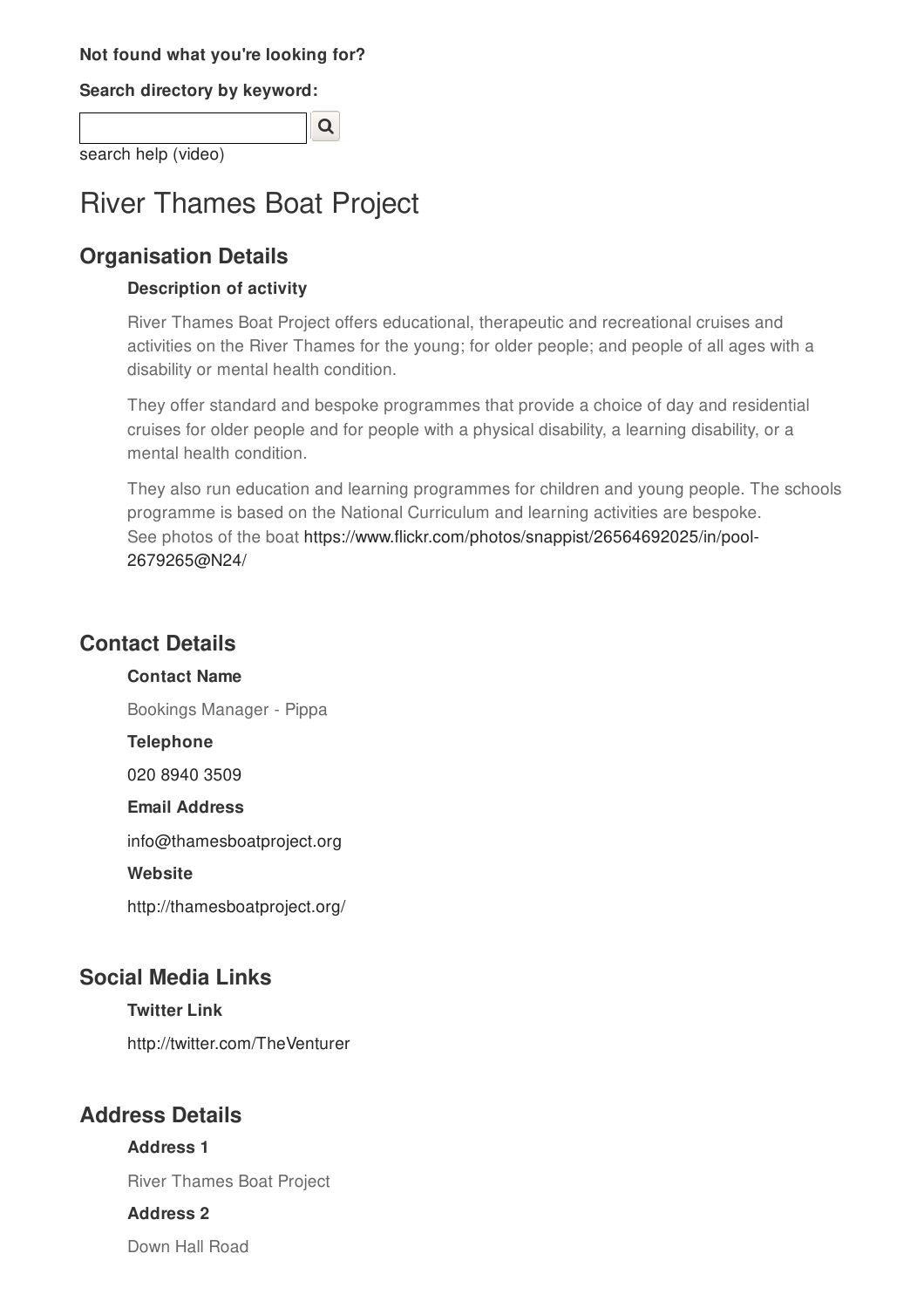**Not found what you're looking for?**

**Search directory by keyword:**

search help (video)

# River Thames Boat Project

## Organisation Details

### Description of activity

River Thames Boat Project offers educational, therapeutic and recreational cruises and activities on the River Thames for the young; for older people; and people of all ages with a disability or mental health condition.

They offer standard and bespoke programmes that provide a choice of day and residential cruises for older people and for people with a physical disability, a learning disability, or a mental health condition.

They also run education and learning programmes for children and young people. The schools programme is based on the National Curriculum and learning activities are bespoke.
See photos of the boat https://www.flickr.com/photos/snappist/26564692025/in/pool-2679265@N24/

## Contact Details

### Contact Name

Bookings Manager - Pippa

### Telephone

020 8940 3509

### Email Address

info@thamesboatproject.org

### Website

http://thamesboatproject.org/

## Social Media Links

### Twitter Link

http://twitter.com/TheVenturer

## Address Details

### Address 1

River Thames Boat Project

### Address 2

Down Hall Road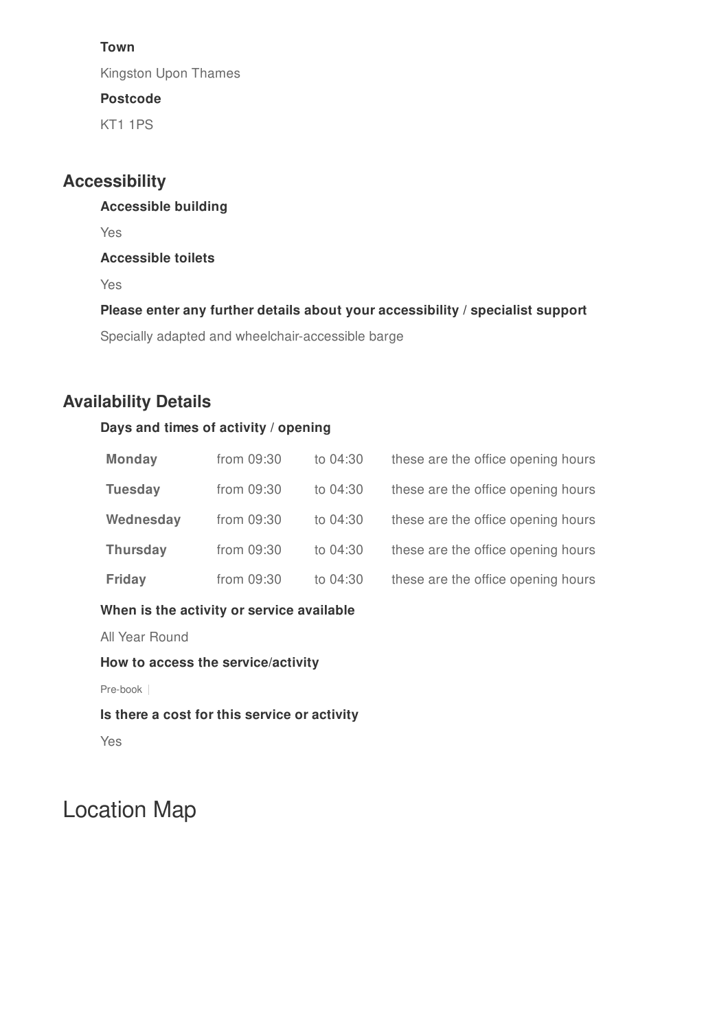**Town**

Kingston Upon Thames

**Postcode**

KT1 1PS

## Accessibility

**Accessible building**

Yes

**Accessible toilets**

Yes

**Please enter any further details about your accessibility / specialist support**

Specially adapted and wheelchair-accessible barge

## Availability Details

**Days and times of activity / opening**

| | | | |
|---|---|---|---|
| **Monday** | from 09:30 | to 04:30 | these are the office opening hours |
| **Tuesday** | from 09:30 | to 04:30 | these are the office opening hours |
| **Wednesday** | from 09:30 | to 04:30 | these are the office opening hours |
| **Thursday** | from 09:30 | to 04:30 | these are the office opening hours |
| **Friday** | from 09:30 | to 04:30 | these are the office opening hours |

**When is the activity or service available**

All Year Round

**How to access the service/activity**

Pre-book

**Is there a cost for this service or activity**

Yes

# Location Map